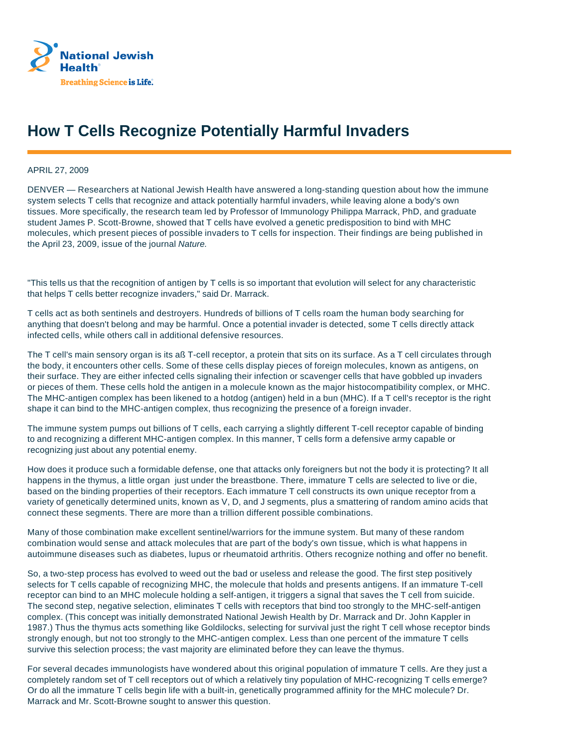National Jewish Health®

Breathing Science is Life.

# How T Cells Recognize Potentially Harmful Invaders

APRIL 27, 2009

DENVER — Researchers at National Jewish Health have answered a long-standing question about how the immune system selects T cells that recognize and attack potentially harmful invaders, while leaving alone a body's own tissues. More specifically, the research team led by Professor of Immunology Philippa Marrack, PhD, and graduate student James P. Scott-Browne, showed that T cells have evolved a genetic predisposition to bind with MHC molecules, which present pieces of possible invaders to T cells for inspection. Their findings are being published in the April 23, 2009, issue of the journal *Nature.*

"This tells us that the recognition of antigen by T cells is so important that evolution will select for any characteristic that helps T cells better recognize invaders," said Dr. Marrack.

T cells act as both sentinels and destroyers. Hundreds of billions of T cells roam the human body searching for anything that doesn't belong and may be harmful. Once a potential invader is detected, some T cells directly attack infected cells, while others call in additional defensive resources.

The T cell's main sensory organ is its aß T-cell receptor, a protein that sits on its surface. As a T cell circulates through the body, it encounters other cells. Some of these cells display pieces of foreign molecules, known as antigens, on their surface. They are either infected cells signaling their infection or scavenger cells that have gobbled up invaders or pieces of them. These cells hold the antigen in a molecule known as the major histocompatibility complex, or MHC. The MHC-antigen complex has been likened to a hotdog (antigen) held in a bun (MHC). If a T cell's receptor is the right shape it can bind to the MHC-antigen complex, thus recognizing the presence of a foreign invader.

The immune system pumps out billions of T cells, each carrying a slightly different T-cell receptor capable of binding to and recognizing a different MHC-antigen complex. In this manner, T cells form a defensive army capable or recognizing just about any potential enemy.

How does it produce such a formidable defense, one that attacks only foreigners but not the body it is protecting? It all happens in the thymus, a little organ just under the breastbone. There, immature T cells are selected to live or die, based on the binding properties of their receptors. Each immature T cell constructs its own unique receptor from a variety of genetically determined units, known as V, D, and J segments, plus a smattering of random amino acids that connect these segments. There are more than a trillion different possible combinations.

Many of those combination make excellent sentinel/warriors for the immune system. But many of these random combination would sense and attack molecules that are part of the body's own tissue, which is what happens in autoimmune diseases such as diabetes, lupus or rheumatoid arthritis. Others recognize nothing and offer no benefit.

So, a two-step process has evolved to weed out the bad or useless and release the good. The first step positively selects for T cells capable of recognizing MHC, the molecule that holds and presents antigens. If an immature T-cell receptor can bind to an MHC molecule holding a self-antigen, it triggers a signal that saves the T cell from suicide. The second step, negative selection, eliminates T cells with receptors that bind too strongly to the MHC-self-antigen complex. (This concept was initially demonstrated National Jewish Health by Dr. Marrack and Dr. John Kappler in 1987.) Thus the thymus acts something like Goldilocks, selecting for survival just the right T cell whose receptor binds strongly enough, but not too strongly to the MHC-antigen complex. Less than one percent of the immature T cells survive this selection process; the vast majority are eliminated before they can leave the thymus.

For several decades immunologists have wondered about this original population of immature T cells. Are they just a completely random set of T cell receptors out of which a relatively tiny population of MHC-recognizing T cells emerge? Or do all the immature T cells begin life with a built-in, genetically programmed affinity for the MHC molecule? Dr. Marrack and Mr. Scott-Browne sought to answer this question.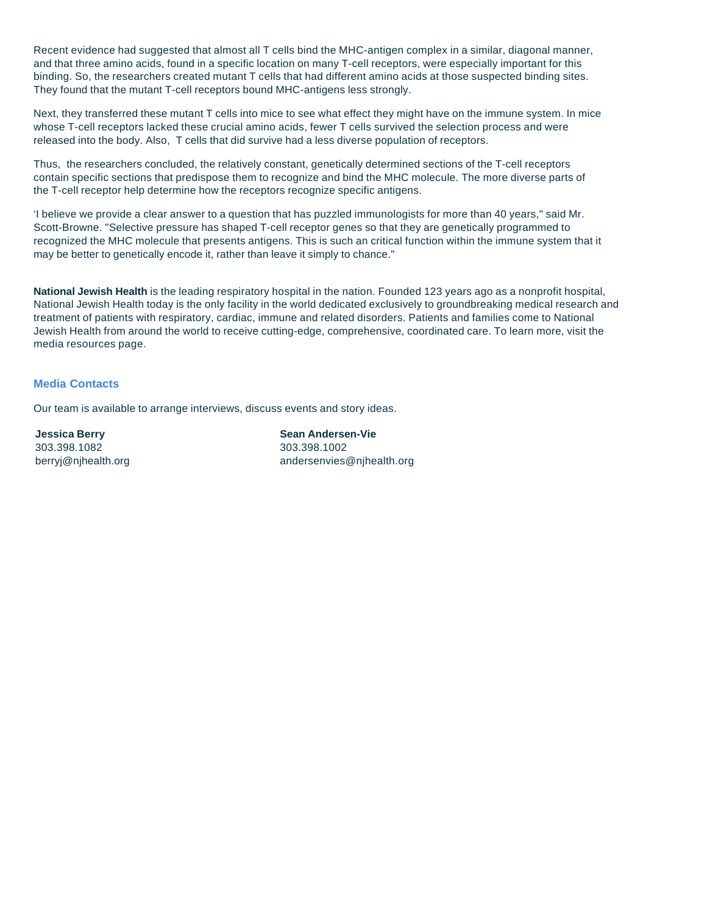Recent evidence had suggested that almost all T cells bind the MHC-antigen complex in a similar, diagonal manner, and that three amino acids, found in a specific location on many T-cell receptors, were especially important for this binding. So, the researchers created mutant T cells that had different amino acids at those suspected binding sites. They found that the mutant T-cell receptors bound MHC-antigens less strongly.

Next, they transferred these mutant T cells into mice to see what effect they might have on the immune system. In mice whose T-cell receptors lacked these crucial amino acids, fewer T cells survived the selection process and were released into the body. Also,  T cells that did survive had a less diverse population of receptors.

Thus,  the researchers concluded, the relatively constant, genetically determined sections of the T-cell receptors contain specific sections that predispose them to recognize and bind the MHC molecule. The more diverse parts of the T-cell receptor help determine how the receptors recognize specific antigens.

'I believe we provide a clear answer to a question that has puzzled immunologists for more than 40 years," said Mr. Scott-Browne. "Selective pressure has shaped T-cell receptor genes so that they are genetically programmed to recognized the MHC molecule that presents antigens. This is such an critical function within the immune system that it may be better to genetically encode it, rather than leave it simply to chance."

**National Jewish Health** is the leading respiratory hospital in the nation. Founded 123 years ago as a nonprofit hospital, National Jewish Health today is the only facility in the world dedicated exclusively to groundbreaking medical research and treatment of patients with respiratory, cardiac, immune and related disorders. Patients and families come to National Jewish Health from around the world to receive cutting-edge, comprehensive, coordinated care. To learn more, visit the media resources page.

### Media Contacts

Our team is available to arrange interviews, discuss events and story ideas.

**Jessica Berry**
303.398.1082
berryj@njhealth.org

**Sean Andersen-Vie**
303.398.1002
andersenvies@njhealth.org